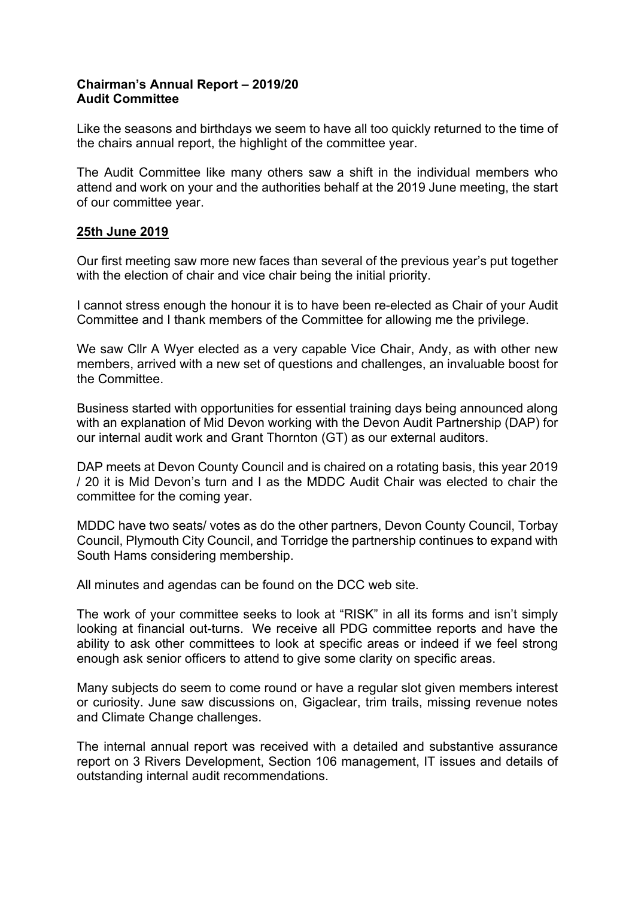**Chairman's Annual Report – 2019/20**
**Audit Committee**

Like the seasons and birthdays we seem to have all too quickly returned to the time of the chairs annual report, the highlight of the committee year.

The Audit Committee like many others saw a shift in the individual members who attend and work on your and the authorities behalf at the 2019 June meeting, the start of our committee year.

**25th June 2019**

Our first meeting saw more new faces than several of the previous year's put together with the election of chair and vice chair being the initial priority.

I cannot stress enough the honour it is to have been re-elected as Chair of your Audit Committee and I thank members of the Committee for allowing me the privilege.

We saw Cllr A Wyer elected as a very capable Vice Chair, Andy, as with other new members, arrived with a new set of questions and challenges, an invaluable boost for the Committee.

Business started with opportunities for essential training days being announced along with an explanation of Mid Devon working with the Devon Audit Partnership (DAP) for our internal audit work and Grant Thornton (GT) as our external auditors.

DAP meets at Devon County Council and is chaired on a rotating basis, this year 2019 / 20 it is Mid Devon's turn and I as the MDDC Audit Chair was elected to chair the committee for the coming year.

MDDC have two seats/ votes as do the other partners, Devon County Council, Torbay Council, Plymouth City Council, and Torridge the partnership continues to expand with South Hams considering membership.

All minutes and agendas can be found on the DCC web site.

The work of your committee seeks to look at "RISK" in all its forms and isn't simply looking at financial out-turns. We receive all PDG committee reports and have the ability to ask other committees to look at specific areas or indeed if we feel strong enough ask senior officers to attend to give some clarity on specific areas.

Many subjects do seem to come round or have a regular slot given members interest or curiosity. June saw discussions on, Gigaclear, trim trails, missing revenue notes and Climate Change challenges.

The internal annual report was received with a detailed and substantive assurance report on 3 Rivers Development, Section 106 management, IT issues and details of outstanding internal audit recommendations.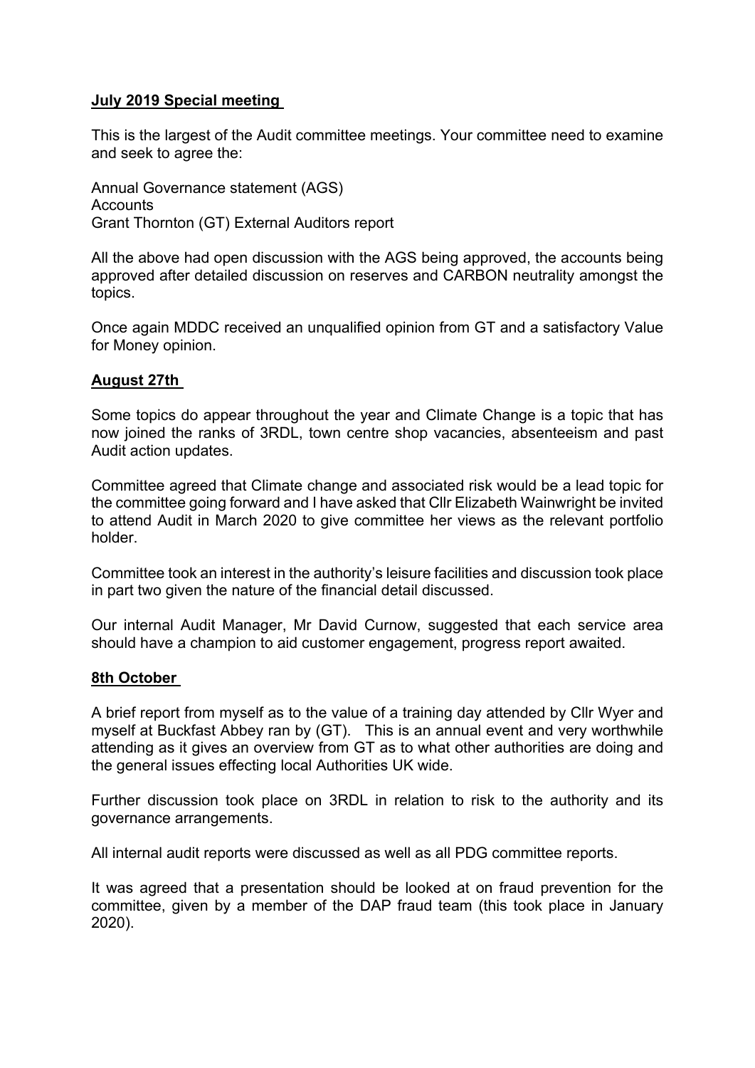**July 2019 Special meeting**

This is the largest of the Audit committee meetings. Your committee need to examine and seek to agree the:

Annual Governance statement (AGS)
Accounts
Grant Thornton (GT) External Auditors report

All the above had open discussion with the AGS being approved, the accounts being approved after detailed discussion on reserves and CARBON neutrality amongst the topics.

Once again MDDC received an unqualified opinion from GT and a satisfactory Value for Money opinion.

**August 27th**

Some topics do appear throughout the year and Climate Change is a topic that has now joined the ranks of 3RDL, town centre shop vacancies, absenteeism and past Audit action updates.

Committee agreed that Climate change and associated risk would be a lead topic for the committee going forward and I have asked that Cllr Elizabeth Wainwright be invited to attend Audit in March 2020 to give committee her views as the relevant portfolio holder.

Committee took an interest in the authority's leisure facilities and discussion took place in part two given the nature of the financial detail discussed.

Our internal Audit Manager, Mr David Curnow, suggested that each service area should have a champion to aid customer engagement, progress report awaited.

**8th October**

A brief report from myself as to the value of a training day attended by Cllr Wyer and myself at Buckfast Abbey ran by (GT). This is an annual event and very worthwhile attending as it gives an overview from GT as to what other authorities are doing and the general issues effecting local Authorities UK wide.

Further discussion took place on 3RDL in relation to risk to the authority and its governance arrangements.

All internal audit reports were discussed as well as all PDG committee reports.

It was agreed that a presentation should be looked at on fraud prevention for the committee, given by a member of the DAP fraud team (this took place in January 2020).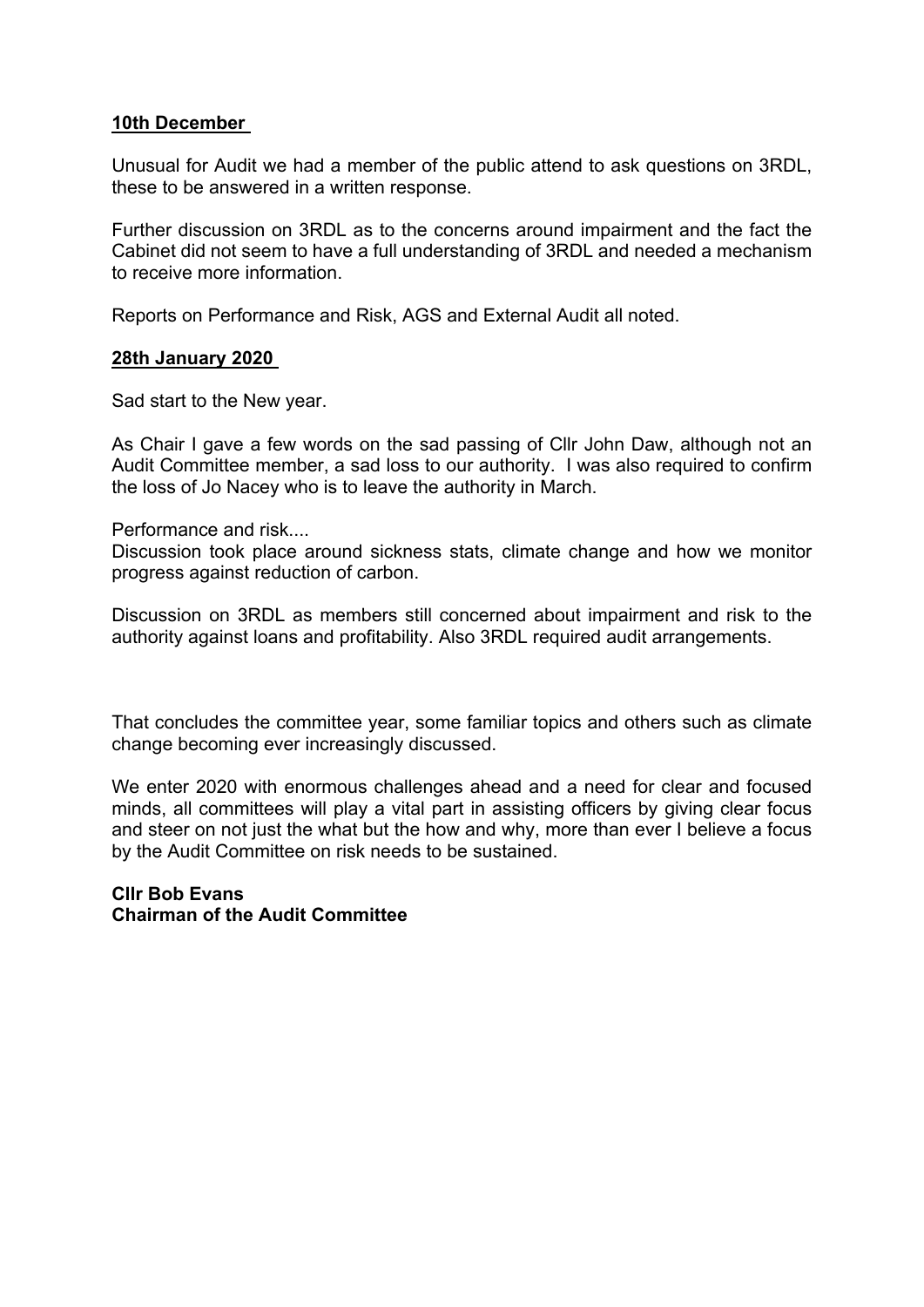**10th December**

Unusual for Audit we had a member of the public attend to ask questions on 3RDL, these to be answered in a written response.

Further discussion on 3RDL as to the concerns around impairment and the fact the Cabinet did not seem to have a full understanding of 3RDL and needed a mechanism to receive more information.

Reports on Performance and Risk, AGS and External Audit all noted.

**28th January 2020**

Sad start to the New year.

As Chair I gave a few words on the sad passing of Cllr John Daw, although not an Audit Committee member, a sad loss to our authority. I was also required to confirm the loss of Jo Nacey who is to leave the authority in March.

Performance and risk....
Discussion took place around sickness stats, climate change and how we monitor progress against reduction of carbon.

Discussion on 3RDL as members still concerned about impairment and risk to the authority against loans and profitability. Also 3RDL required audit arrangements.

That concludes the committee year, some familiar topics and others such as climate change becoming ever increasingly discussed.

We enter 2020 with enormous challenges ahead and a need for clear and focused minds, all committees will play a vital part in assisting officers by giving clear focus and steer on not just the what but the how and why, more than ever I believe a focus by the Audit Committee on risk needs to be sustained.

**Cllr Bob Evans**
**Chairman of the Audit Committee**